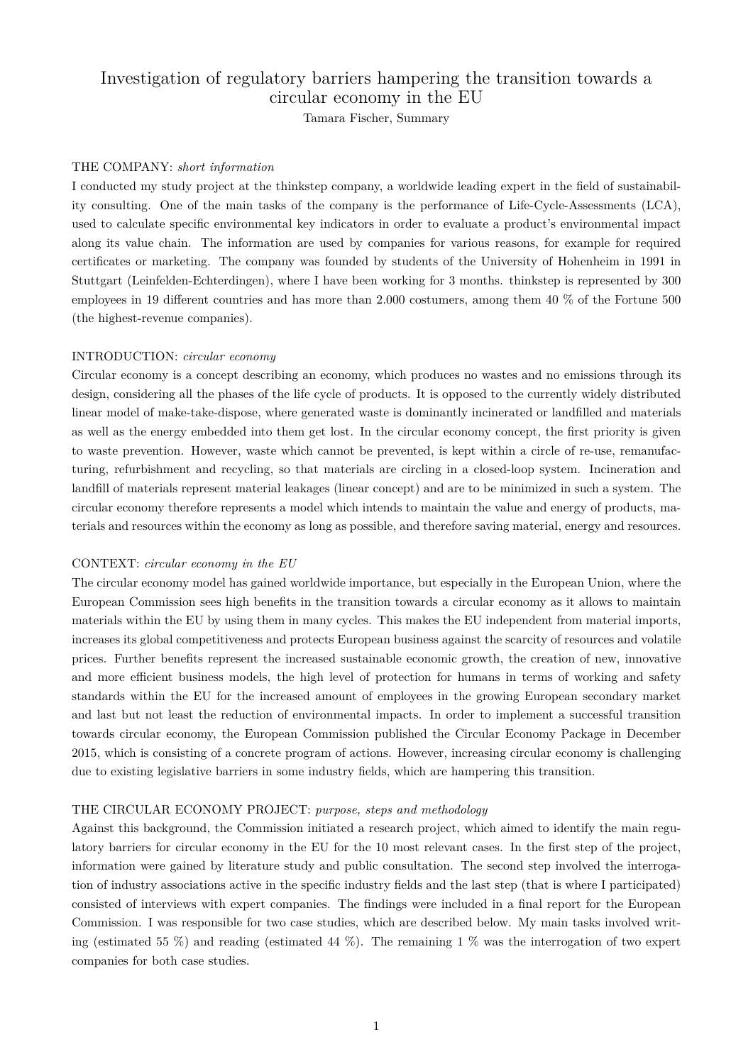# Investigation of regulatory barriers hampering the transition towards a circular economy in the EU

Tamara Fischer, Summary

## THE COMPANY: *short information*

I conducted my study project at the thinkstep company, a worldwide leading expert in the field of sustainability consulting. One of the main tasks of the company is the performance of Life-Cycle-Assessments (LCA), used to calculate specific environmental key indicators in order to evaluate a product's environmental impact along its value chain. The information are used by companies for various reasons, for example for required certificates or marketing. The company was founded by students of the University of Hohenheim in 1991 in Stuttgart (Leinfelden-Echterdingen), where I have been working for 3 months. thinkstep is represented by 300 employees in 19 different countries and has more than 2.000 costumers, among them 40 % of the Fortune 500 (the highest-revenue companies).

## INTRODUCTION: *circular economy*

Circular economy is a concept describing an economy, which produces no wastes and no emissions through its design, considering all the phases of the life cycle of products. It is opposed to the currently widely distributed linear model of make-take-dispose, where generated waste is dominantly incinerated or landfilled and materials as well as the energy embedded into them get lost. In the circular economy concept, the first priority is given to waste prevention. However, waste which cannot be prevented, is kept within a circle of re-use, remanufacturing, refurbishment and recycling, so that materials are circling in a closed-loop system. Incineration and landfill of materials represent material leakages (linear concept) and are to be minimized in such a system. The circular economy therefore represents a model which intends to maintain the value and energy of products, materials and resources within the economy as long as possible, and therefore saving material, energy and resources.

## CONTEXT: *circular economy in the EU*

The circular economy model has gained worldwide importance, but especially in the European Union, where the European Commission sees high benefits in the transition towards a circular economy as it allows to maintain materials within the EU by using them in many cycles. This makes the EU independent from material imports, increases its global competitiveness and protects European business against the scarcity of resources and volatile prices. Further benefits represent the increased sustainable economic growth, the creation of new, innovative and more efficient business models, the high level of protection for humans in terms of working and safety standards within the EU for the increased amount of employees in the growing European secondary market and last but not least the reduction of environmental impacts. In order to implement a successful transition towards circular economy, the European Commission published the Circular Economy Package in December 2015, which is consisting of a concrete program of actions. However, increasing circular economy is challenging due to existing legislative barriers in some industry fields, which are hampering this transition.

## THE CIRCULAR ECONOMY PROJECT: *purpose, steps and methodology*

Against this background, the Commission initiated a research project, which aimed to identify the main regulatory barriers for circular economy in the EU for the 10 most relevant cases. In the first step of the project, information were gained by literature study and public consultation. The second step involved the interrogation of industry associations active in the specific industry fields and the last step (that is where I participated) consisted of interviews with expert companies. The findings were included in a final report for the European Commission. I was responsible for two case studies, which are described below. My main tasks involved writing (estimated 55 %) and reading (estimated 44 %). The remaining 1 % was the interrogation of two expert companies for both case studies.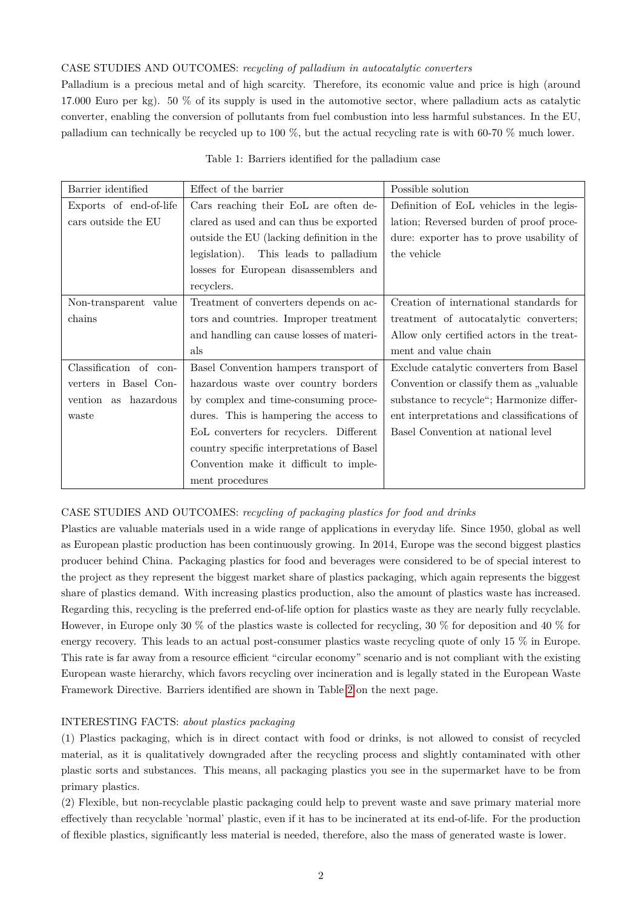CASE STUDIES AND OUTCOMES: *recycling of palladium in autocatalytic converters*

Palladium is a precious metal and of high scarcity. Therefore, its economic value and price is high (around 17.000 Euro per kg). 50 % of its supply is used in the automotive sector, where palladium acts as catalytic converter, enabling the conversion of pollutants from fuel combustion into less harmful substances. In the EU, palladium can technically be recycled up to 100 %, but the actual recycling rate is with 60-70 % much lower.

Table 1: Barriers identified for the palladium case

| Barrier identified | Effect of the barrier | Possible solution |
|---|---|---|
| Exports of end-of-life cars outside the EU | Cars reaching their EoL are often declared as used and can thus be exported outside the EU (lacking definition in the legislation). This leads to palladium losses for European disassemblers and recyclers. | Definition of EoL vehicles in the legislation; Reversed burden of proof procedure: exporter has to prove usability of the vehicle |
| Non-transparent value chains | Treatment of converters depends on actors and countries. Improper treatment and handling can cause losses of materials | Creation of international standards for treatment of autocatalytic converters; Allow only certified actors in the treatment and value chain |
| Classification of converters in Basel Convention as hazardous waste | Basel Convention hampers transport of hazardous waste over country borders by complex and time-consuming procedures. This is hampering the access to EoL converters for recyclers. Different country specific interpretations of Basel Convention make it difficult to implement procedures | Exclude catalytic converters from Basel Convention or classify them as „valuable substance to recycle“; Harmonize different interpretations and classifications of Basel Convention at national level |

CASE STUDIES AND OUTCOMES: *recycling of packaging plastics for food and drinks*

Plastics are valuable materials used in a wide range of applications in everyday life. Since 1950, global as well as European plastic production has been continuously growing. In 2014, Europe was the second biggest plastics producer behind China. Packaging plastics for food and beverages were considered to be of special interest to the project as they represent the biggest market share of plastics packaging, which again represents the biggest share of plastics demand. With increasing plastics production, also the amount of plastics waste has increased. Regarding this, recycling is the preferred end-of-life option for plastics waste as they are nearly fully recyclable. However, in Europe only 30 % of the plastics waste is collected for recycling, 30 % for deposition and 40 % for energy recovery. This leads to an actual post-consumer plastics waste recycling quote of only 15 % in Europe. This rate is far away from a resource efficient "circular economy" scenario and is not compliant with the existing European waste hierarchy, which favors recycling over incineration and is legally stated in the European Waste Framework Directive. Barriers identified are shown in Table 2 on the next page.

INTERESTING FACTS: *about plastics packaging*

(1) Plastics packaging, which is in direct contact with food or drinks, is not allowed to consist of recycled material, as it is qualitatively downgraded after the recycling process and slightly contaminated with other plastic sorts and substances. This means, all packaging plastics you see in the supermarket have to be from primary plastics.

(2) Flexible, but non-recyclable plastic packaging could help to prevent waste and save primary material more effectively than recyclable 'normal' plastic, even if it has to be incinerated at its end-of-life. For the production of flexible plastics, significantly less material is needed, therefore, also the mass of generated waste is lower.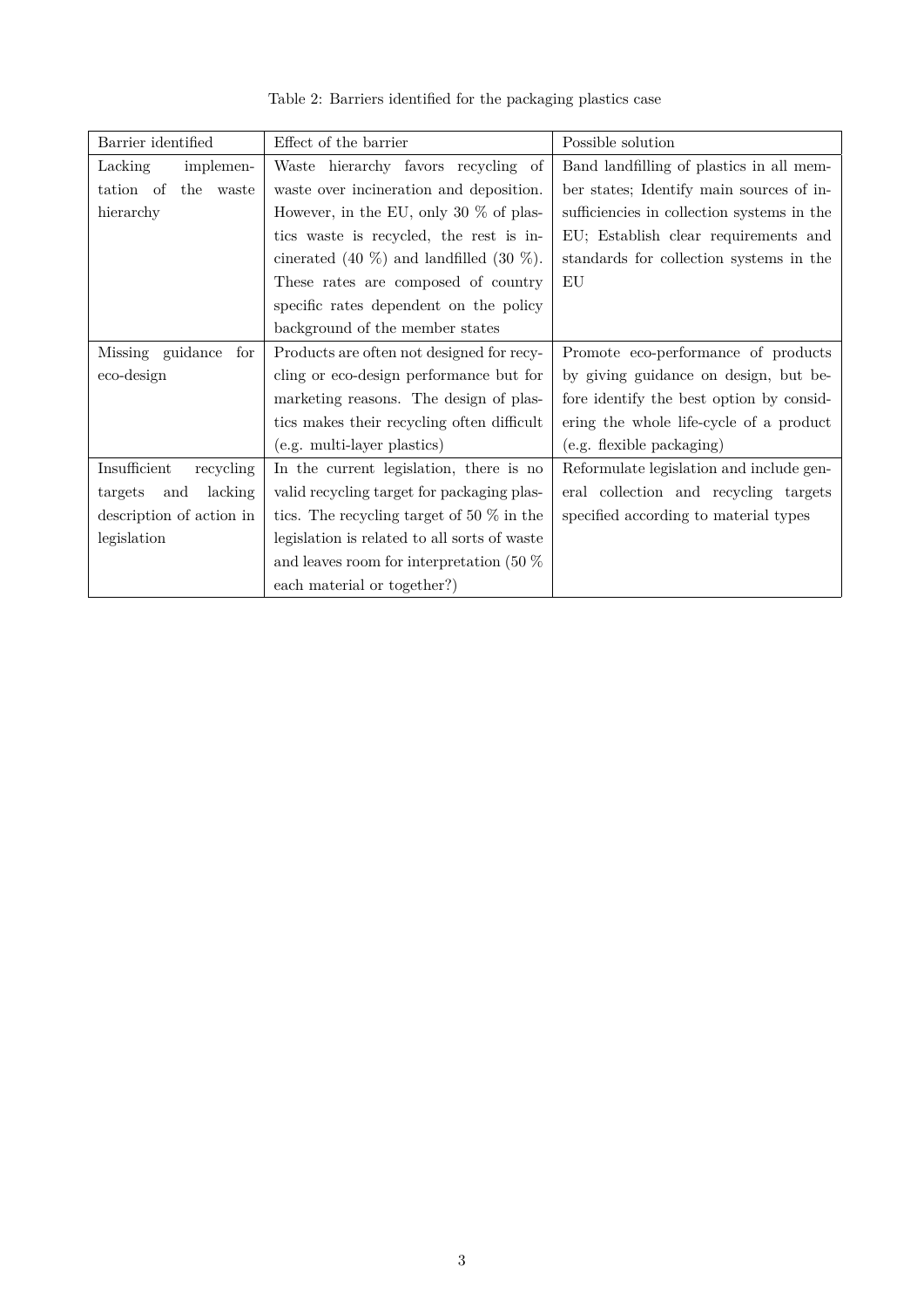Table 2: Barriers identified for the packaging plastics case

| Barrier identified | Effect of the barrier | Possible solution |
| --- | --- | --- |
| Lacking implementation of the waste hierarchy | Waste hierarchy favors recycling of waste over incineration and deposition. However, in the EU, only 30 % of plastics waste is recycled, the rest is incinerated (40 %) and landfilled (30 %). These rates are composed of country specific rates dependent on the policy background of the member states | Band landfilling of plastics in all member states; Identify main sources of insufficiencies in collection systems in the EU; Establish clear requirements and standards for collection systems in the EU |
| Missing guidance for eco-design | Products are often not designed for recycling or eco-design performance but for marketing reasons. The design of plastics makes their recycling often difficult (e.g. multi-layer plastics) | Promote eco-performance of products by giving guidance on design, but before identify the best option by considering the whole life-cycle of a product (e.g. flexible packaging) |
| Insufficient recycling targets and lacking description of action in legislation | In the current legislation, there is no valid recycling target for packaging plastics. The recycling target of 50 % in the legislation is related to all sorts of waste and leaves room for interpretation (50 % each material or together?) | Reformulate legislation and include general collection and recycling targets specified according to material types |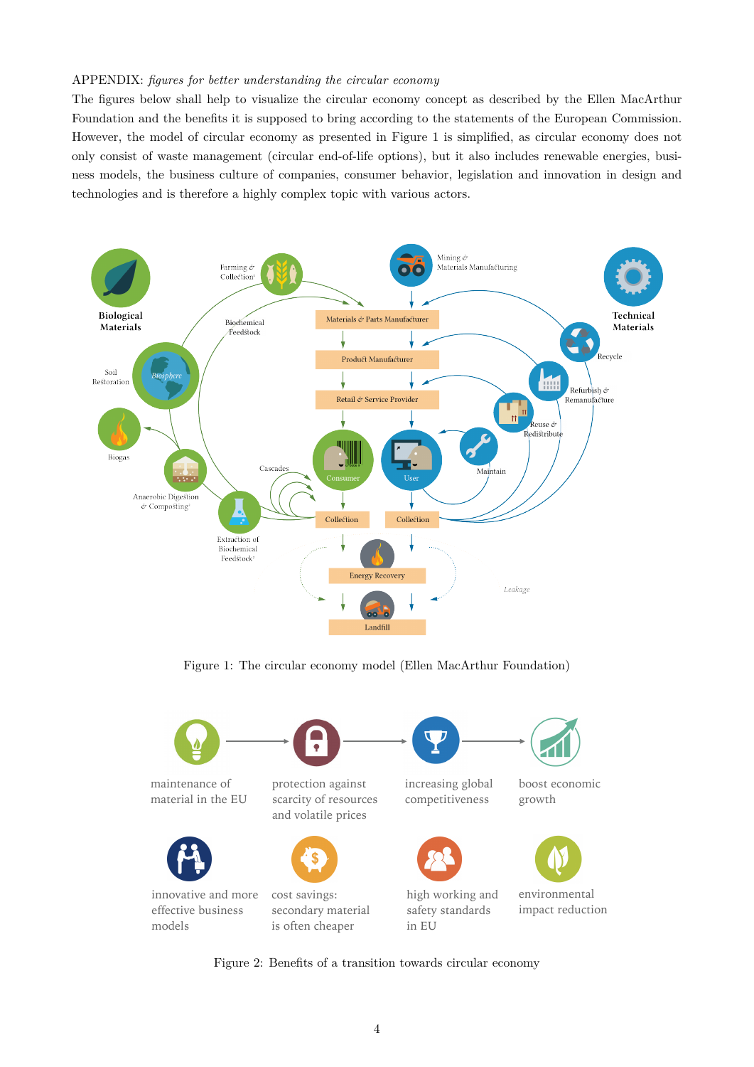APPENDIX: *figures for better understanding the circular economy*

The figures below shall help to visualize the circular economy concept as described by the Ellen MacArthur Foundation and the benefits it is supposed to bring according to the statements of the European Commission. However, the model of circular economy as presented in Figure 1 is simplified, as circular economy does not only consist of waste management (circular end-of-life options), but it also includes renewable energies, business models, the business culture of companies, consumer behavior, legislation and innovation in design and technologies and is therefore a highly complex topic with various actors.

Biological Materials
Farming & Collection
Mining & Materials Manufacturing
Technical Materials
Biochemical Feedstock
Materials & Parts Manufacturer
Product Manufacturer
Retail & Service Provider
Recycle
Soil Restoration
Biosphere
Refurbish & Remanufacture
Reuse & Redistribute
Biogas
Maintain
Cascades
Consumer
User
Anaerobic Digestion & Composting
Extraction of Biochemical Feedstock
Collection
Collection
Energy Recovery
Leakage
Landfill

Figure 1: The circular economy model (Ellen MacArthur Foundation)

maintenance of material in the EU
protection against scarcity of resources and volatile prices
increasing global competitiveness
boost economic growth
innovative and more effective business models
cost savings: secondary material is often cheaper
high working and safety standards in EU
environmental impact reduction

Figure 2: Benefits of a transition towards circular economy